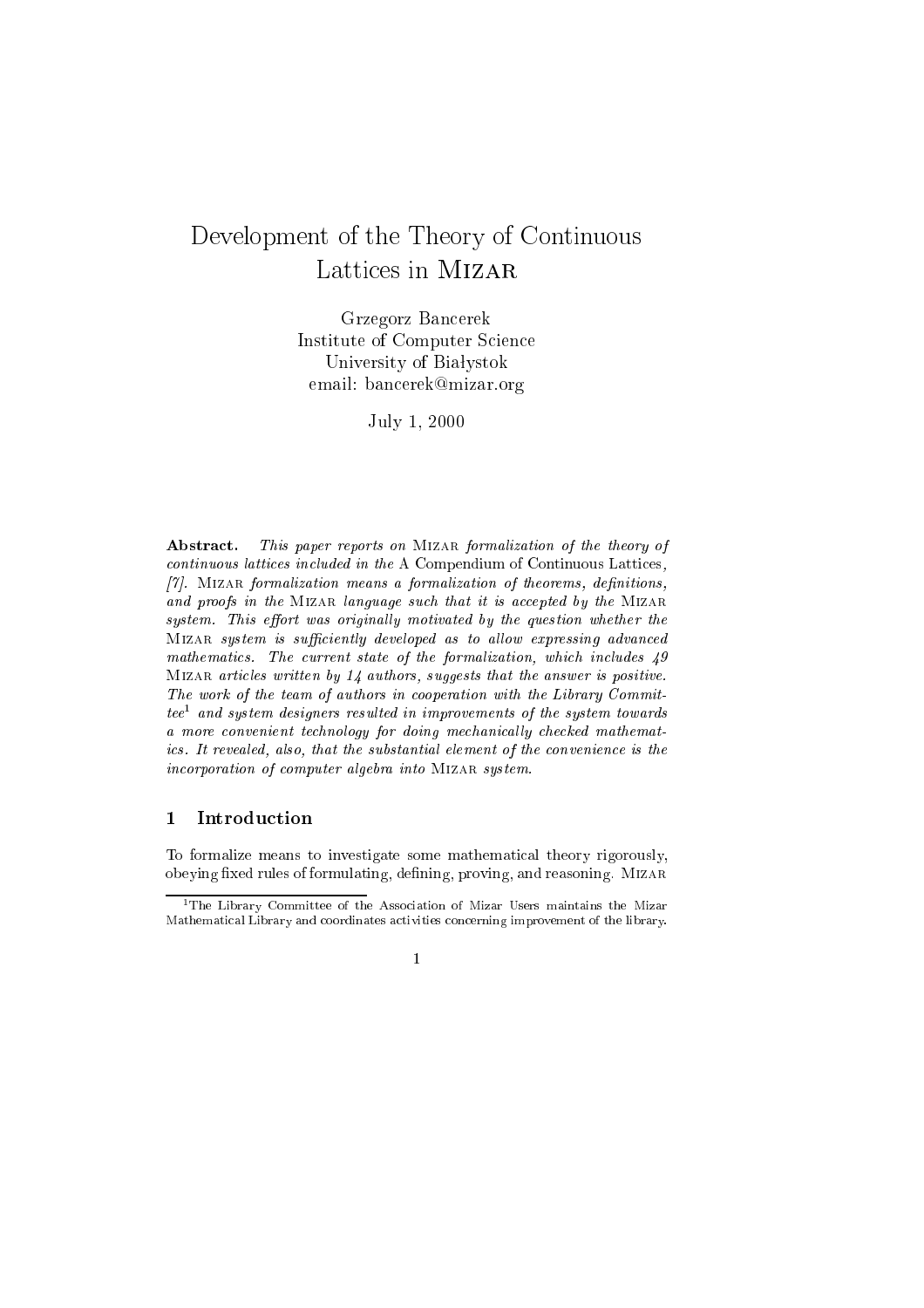# Development of the Theory of Continuous Lattices in Mizar

Grzegorz Bancerek
Institute of Computer Science
University of Białystok
email: bancerek@mizar.org

July 1, 2000

**Abstract.** *This paper reports on* Mizar *formalization of the theory of continuous lattices included in the* A Compendium of Continuous Lattices, *[7].* Mizar *formalization means a formalization of theorems, definitions, and proofs in the* Mizar *language such that it is accepted by the* Mizar *system. This effort was originally motivated by the question whether the* Mizar *system is sufficiently developed as to allow expressing advanced mathematics. The current state of the formalization, which includes 49* Mizar *articles written by 14 authors, suggests that the answer is positive. The work of the team of authors in cooperation with the Library Committee*[1] *and system designers resulted in improvements of the system towards a more convenient technology for doing mechanically checked mathematics. It revealed, also, that the substantial element of the convenience is the incorporation of computer algebra into* Mizar *system.*

## 1 Introduction

To formalize means to investigate some mathematical theory rigorously, obeying fixed rules of formulating, defining, proving, and reasoning. Mizar

[1] The Library Committee of the Association of Mizar Users maintains the Mizar Mathematical Library and coordinates activities concerning improvement of the library.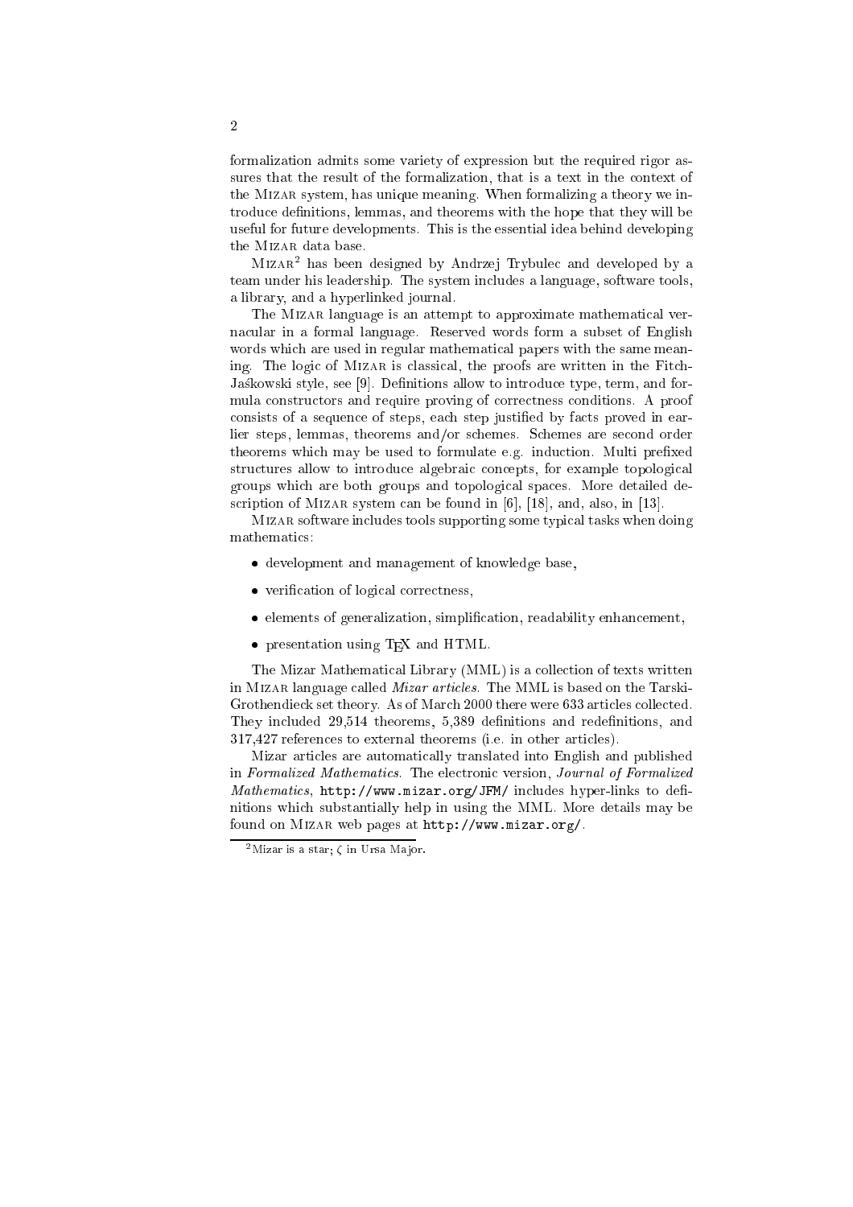formalization admits some variety of expression but the required rigor assures that the result of the formalization, that is a text in the context of the Mizar system, has unique meaning. When formalizing a theory we introduce definitions, lemmas, and theorems with the hope that they will be useful for future developments. This is the essential idea behind developing the Mizar data base.

Mizar[2] has been designed by Andrzej Trybulec and developed by a team under his leadership. The system includes a language, software tools, a library, and a hyperlinked journal.

The Mizar language is an attempt to approximate mathematical vernacular in a formal language. Reserved words form a subset of English words which are used in regular mathematical papers with the same meaning. The logic of Mizar is classical, the proofs are written in the Fitch-Jaśkowski style, see [9]. Definitions allow to introduce type, term, and formula constructors and require proving of correctness conditions. A proof consists of a sequence of steps, each step justified by facts proved in earlier steps, lemmas, theorems and/or schemes. Schemes are second order theorems which may be used to formulate e.g. induction. Multi prefixed structures allow to introduce algebraic concepts, for example topological groups which are both groups and topological spaces. More detailed description of Mizar system can be found in [6], [18], and, also, in [13].

Mizar software includes tools supporting some typical tasks when doing mathematics:

- development and management of knowledge base,
- verification of logical correctness,
- elements of generalization, simplification, readability enhancement,
- presentation using TEX and HTML.

The Mizar Mathematical Library (MML) is a collection of texts written in Mizar language called *Mizar articles*. The MML is based on the Tarski-Grothendieck set theory. As of March 2000 there were 633 articles collected. They included 29,514 theorems, 5,389 definitions and redefinitions, and 317,427 references to external theorems (i.e. in other articles).

Mizar articles are automatically translated into English and published in *Formalized Mathematics*. The electronic version, *Journal of Formalized Mathematics*, `http://www.mizar.org/JFM/` includes hyper-links to definitions which substantially help in using the MML. More details may be found on Mizar web pages at `http://www.mizar.org/`.

---

[2] Mizar is a star; $\zeta$ in Ursa Major.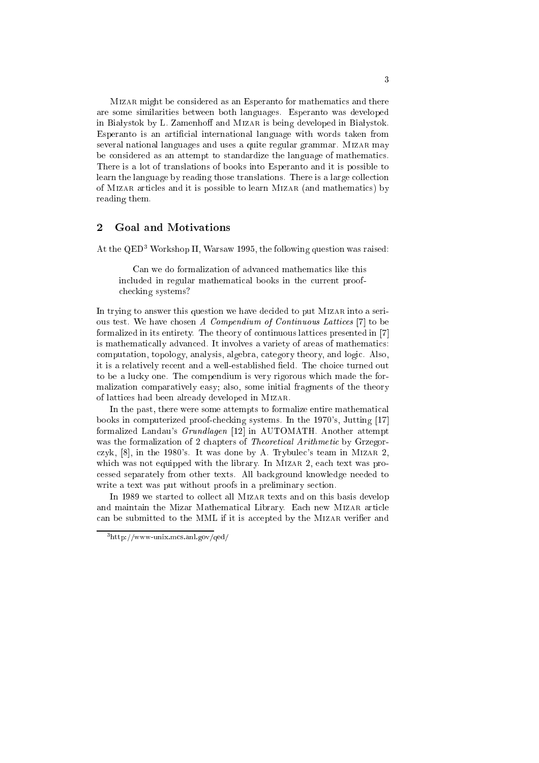Mizar might be considered as an Esperanto for mathematics and there are some similarities between both languages. Esperanto was developed in Białystok by L. Zamenhoff and Mizar is being developed in Białystok. Esperanto is an artificial international language with words taken from several national languages and uses a quite regular grammar. Mizar may be considered as an attempt to standardize the language of mathematics. There is a lot of translations of books into Esperanto and it is possible to learn the language by reading those translations. There is a large collection of Mizar articles and it is possible to learn Mizar (and mathematics) by reading them.

## 2 Goal and Motivations

At the QED[3] Workshop II, Warsaw 1995, the following question was raised:

> Can we do formalization of advanced mathematics like this included in regular mathematical books in the current proof-checking systems?

In trying to answer this question we have decided to put Mizar into a serious test. We have chosen *A Compendium of Continuous Lattices* [7] to be formalized in its entirety. The theory of continuous lattices presented in [7] is mathematically advanced. It involves a variety of areas of mathematics: computation, topology, analysis, algebra, category theory, and logic. Also, it is a relatively recent and a well-established field. The choice turned out to be a lucky one. The compendium is very rigorous which made the formalization comparatively easy; also, some initial fragments of the theory of lattices had been already developed in Mizar.

In the past, there were some attempts to formalize entire mathematical books in computerized proof-checking systems. In the 1970's, Jutting [17] formalized Landau's *Grundlagen* [12] in AUTOMATH. Another attempt was the formalization of 2 chapters of *Theoretical Arithmetic* by Grzegorczyk, [8], in the 1980's. It was done by A. Trybulec's team in Mizar 2, which was not equipped with the library. In Mizar 2, each text was processed separately from other texts. All background knowledge needed to write a text was put without proofs in a preliminary section.

In 1989 we started to collect all Mizar texts and on this basis develop and maintain the Mizar Mathematical Library. Each new Mizar article can be submitted to the MML if it is accepted by the Mizar verifier and

[3] http://www-unix.mcs.anl.gov/qed/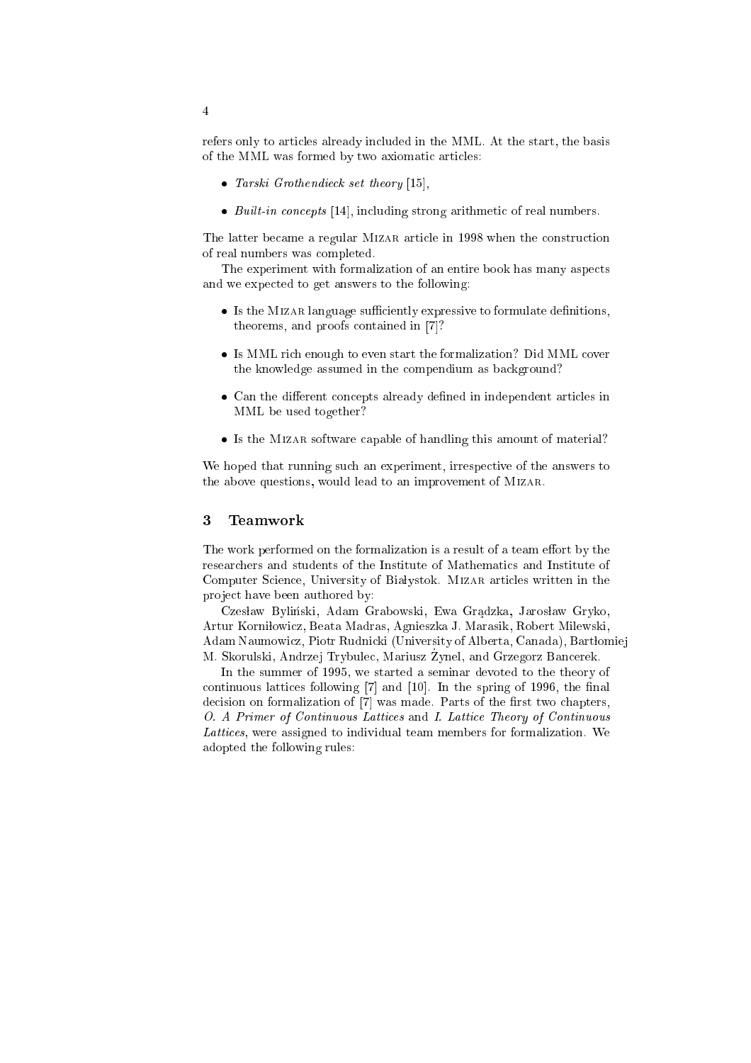refers only to articles already included in the MML. At the start, the basis of the MML was formed by two axiomatic articles:

- *Tarski Grothendieck set theory* [15],
- *Built-in concepts* [14], including strong arithmetic of real numbers.

The latter became a regular Mizar article in 1998 when the construction of real numbers was completed.

The experiment with formalization of an entire book has many aspects and we expected to get answers to the following:

- Is the Mizar language sufficiently expressive to formulate definitions, theorems, and proofs contained in [7]?
- Is MML rich enough to even start the formalization? Did MML cover the knowledge assumed in the compendium as background?
- Can the different concepts already defined in independent articles in MML be used together?
- Is the Mizar software capable of handling this amount of material?

We hoped that running such an experiment, irrespective of the answers to the above questions, would lead to an improvement of Mizar.

## 3 Teamwork

The work performed on the formalization is a result of a team effort by the researchers and students of the Institute of Mathematics and Institute of Computer Science, University of Białystok. Mizar articles written in the project have been authored by:

Czesław Byliński, Adam Grabowski, Ewa Grądzka, Jarosław Gryko, Artur Korniłowicz, Beata Madras, Agnieszka J. Marasik, Robert Milewski, Adam Naumowicz, Piotr Rudnicki (University of Alberta, Canada), Bartłomiej M. Skorulski, Andrzej Trybulec, Mariusz Żynel, and Grzegorz Bancerek.

In the summer of 1995, we started a seminar devoted to the theory of continuous lattices following [7] and [10]. In the spring of 1996, the final decision on formalization of [7] was made. Parts of the first two chapters, *O. A Primer of Continuous Lattices* and *I. Lattice Theory of Continuous Lattices*, were assigned to individual team members for formalization. We adopted the following rules: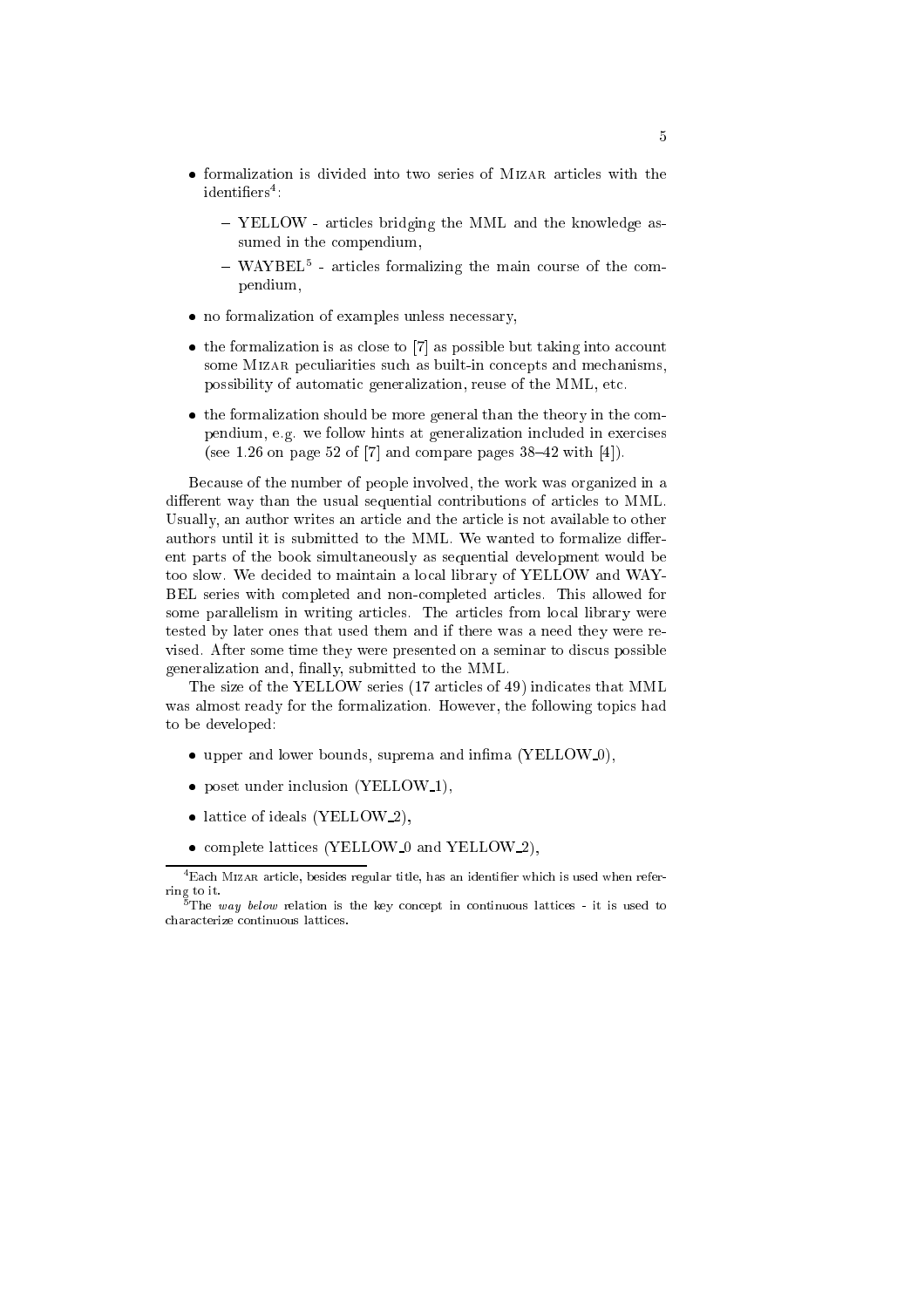- formalization is divided into two series of Mizar articles with the identifiers[4]:
  - YELLOW - articles bridging the MML and the knowledge assumed in the compendium,
  - WAYBEL[5] - articles formalizing the main course of the compendium,
- no formalization of examples unless necessary,
- the formalization is as close to [7] as possible but taking into account some Mizar peculiarities such as built-in concepts and mechanisms, possibility of automatic generalization, reuse of the MML, etc.
- the formalization should be more general than the theory in the compendium, e.g. we follow hints at generalization included in exercises (see 1.26 on page 52 of [7] and compare pages 38–42 with [4]).

Because of the number of people involved, the work was organized in a different way than the usual sequential contributions of articles to MML. Usually, an author writes an article and the article is not available to other authors until it is submitted to the MML. We wanted to formalize different parts of the book simultaneously as sequential development would be too slow. We decided to maintain a local library of YELLOW and WAYBEL series with completed and non-completed articles. This allowed for some parallelism in writing articles. The articles from local library were tested by later ones that used them and if there was a need they were revised. After some time they were presented on a seminar to discus possible generalization and, finally, submitted to the MML.

The size of the YELLOW series (17 articles of 49) indicates that MML was almost ready for the formalization. However, the following topics had to be developed:

- upper and lower bounds, suprema and infima (YELLOW_0),
- poset under inclusion (YELLOW_1),
- lattice of ideals (YELLOW_2),
- complete lattices (YELLOW_0 and YELLOW_2),

[4] Each Mizar article, besides regular title, has an identifier which is used when referring to it.

[5] The *way below* relation is the key concept in continuous lattices - it is used to characterize continuous lattices.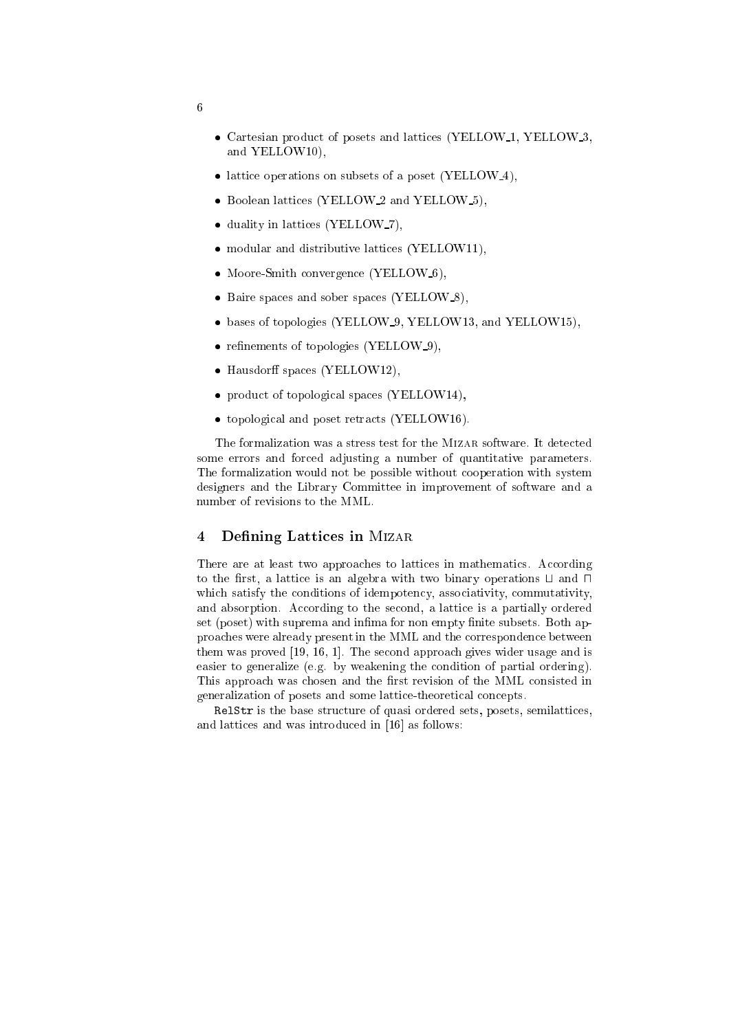- Cartesian product of posets and lattices (YELLOW_1, YELLOW_3, and YELLOW10),
- lattice operations on subsets of a poset (YELLOW_4),
- Boolean lattices (YELLOW_2 and YELLOW_5),
- duality in lattices (YELLOW_7),
- modular and distributive lattices (YELLOW11),
- Moore-Smith convergence (YELLOW_6),
- Baire spaces and sober spaces (YELLOW_8),
- bases of topologies (YELLOW_9, YELLOW13, and YELLOW15),
- refinements of topologies (YELLOW_9),
- Hausdorff spaces (YELLOW12),
- product of topological spaces (YELLOW14),
- topological and poset retracts (YELLOW16).

The formalization was a stress test for the Mizar software. It detected some errors and forced adjusting a number of quantitative parameters. The formalization would not be possible without cooperation with system designers and the Library Committee in improvement of software and a number of revisions to the MML.

## 4 Defining Lattices in Mizar

There are at least two approaches to lattices in mathematics. According to the first, a lattice is an algebra with two binary operations $\sqcup$ and $\sqcap$ which satisfy the conditions of idempotency, associativity, commutativity, and absorption. According to the second, a lattice is a partially ordered set (poset) with suprema and infima for non empty finite subsets. Both approaches were already present in the MML and the correspondence between them was proved [19, 16, 1]. The second approach gives wider usage and is easier to generalize (e.g. by weakening the condition of partial ordering). This approach was chosen and the first revision of the MML consisted in generalization of posets and some lattice-theoretical concepts.

`RelStr` is the base structure of quasi ordered sets, posets, semilattices, and lattices and was introduced in [16] as follows: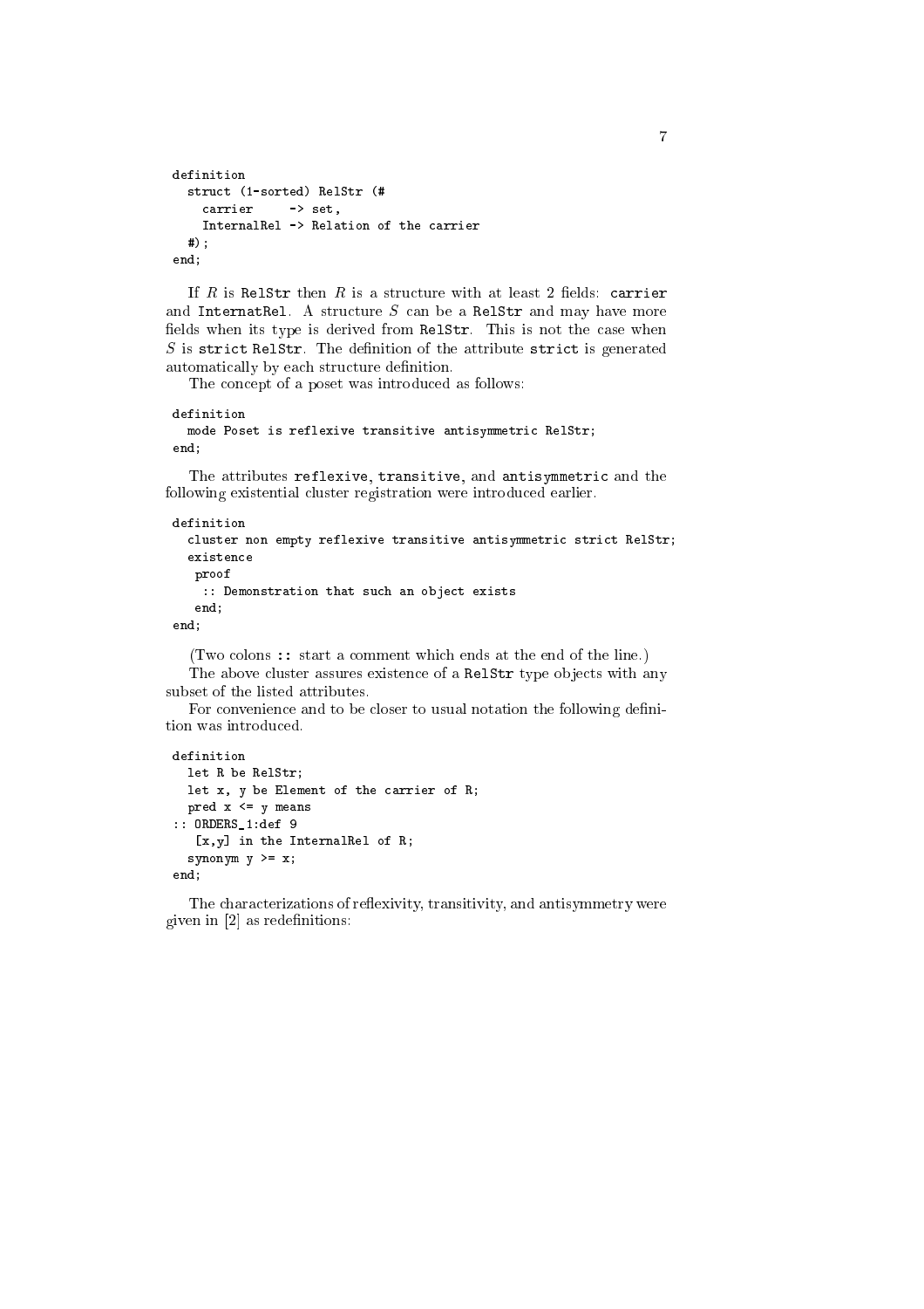```
definition
  struct (1-sorted) RelStr (#
    carrier     -> set,
    InternalRel -> Relation of the carrier
  #);
end;
```

If $R$ is `RelStr` then $R$ is a structure with at least 2 fields: `carrier` and `InternatRel`. A structure $S$ can be a `RelStr` and may have more fields when its type is derived from `RelStr`. This is not the case when $S$ is `strict RelStr`. The definition of the attribute `strict` is generated automatically by each structure definition.

The concept of a poset was introduced as follows:

```
definition
  mode Poset is reflexive transitive antisymmetric RelStr;
end;
```

The attributes `reflexive`, `transitive`, and `antisymmetric` and the following existential cluster registration were introduced earlier.

```
definition
  cluster non empty reflexive transitive antisymmetric strict RelStr;
  existence
   proof
    :: Demonstration that such an object exists
   end;
end;
```

(Two colons `::` start a comment which ends at the end of the line.)

The above cluster assures existence of a `RelStr` type objects with any subset of the listed attributes.

For convenience and to be closer to usual notation the following definition was introduced.

```
definition
  let R be RelStr;
  let x, y be Element of the carrier of R;
  pred x <= y means
:: ORDERS_1:def 9
   [x,y] in the InternalRel of R;
  synonym y >= x;
end;
```

The characterizations of reflexivity, transitivity, and antisymmetry were given in [2] as redefinitions: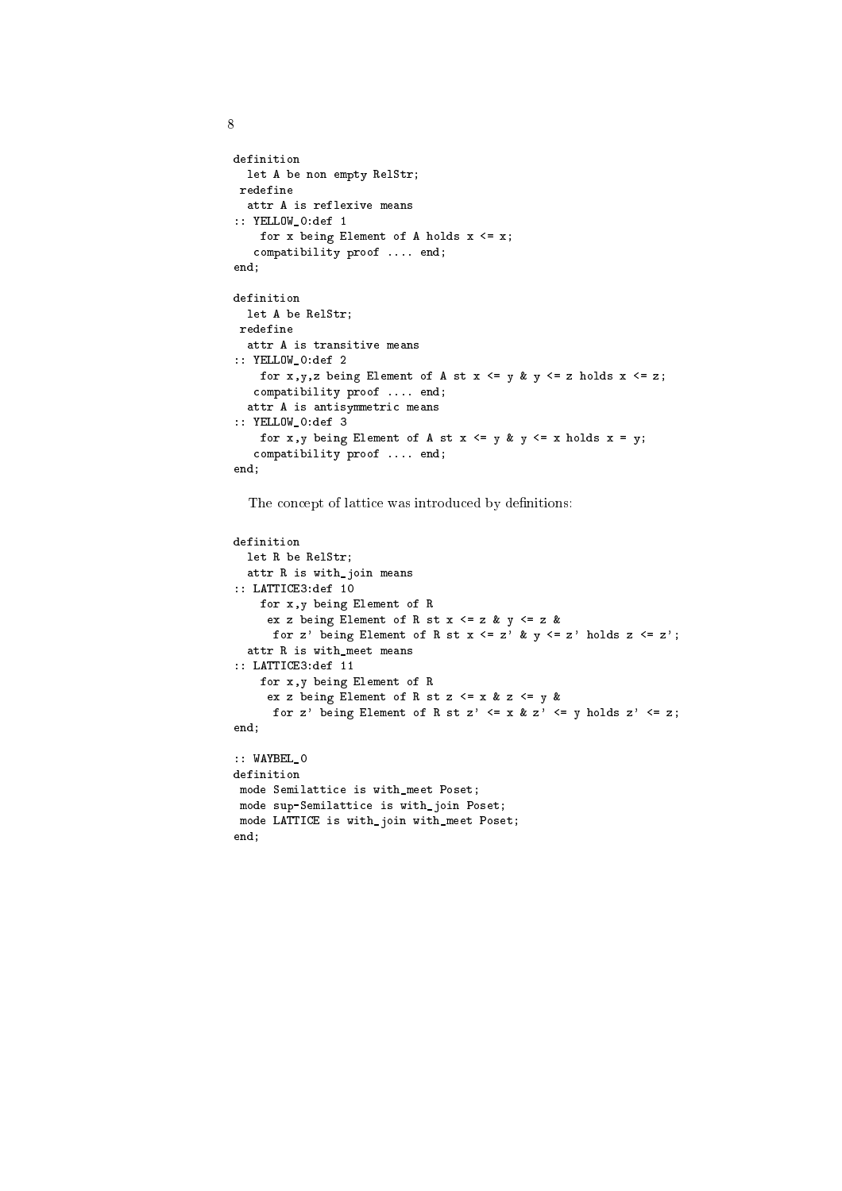```
definition
  let A be non empty RelStr;
 redefine
  attr A is reflexive means
:: YELLOW_0:def 1
    for x being Element of A holds x <= x;
   compatibility proof .... end;
end;

definition
  let A be RelStr;
 redefine
  attr A is transitive means
:: YELLOW_0:def 2
    for x,y,z being Element of A st x <= y & y <= z holds x <= z;
   compatibility proof .... end;
  attr A is antisymmetric means
:: YELLOW_0:def 3
    for x,y being Element of A st x <= y & y <= x holds x = y;
   compatibility proof .... end;
end;
```

The concept of lattice was introduced by definitions:

```
definition
  let R be RelStr;
  attr R is with_join means
:: LATTICE3:def 10
    for x,y being Element of R
     ex z being Element of R st x <= z & y <= z &
      for z' being Element of R st x <= z' & y <= z' holds z <= z';
  attr R is with_meet means
:: LATTICE3:def 11
    for x,y being Element of R
     ex z being Element of R st z <= x & z <= y &
      for z' being Element of R st z' <= x & z' <= y holds z' <= z;
end;

:: WAYBEL_0
definition
 mode Semilattice is with_meet Poset;
 mode sup-Semilattice is with_join Poset;
 mode LATTICE is with_join with_meet Poset;
end;
```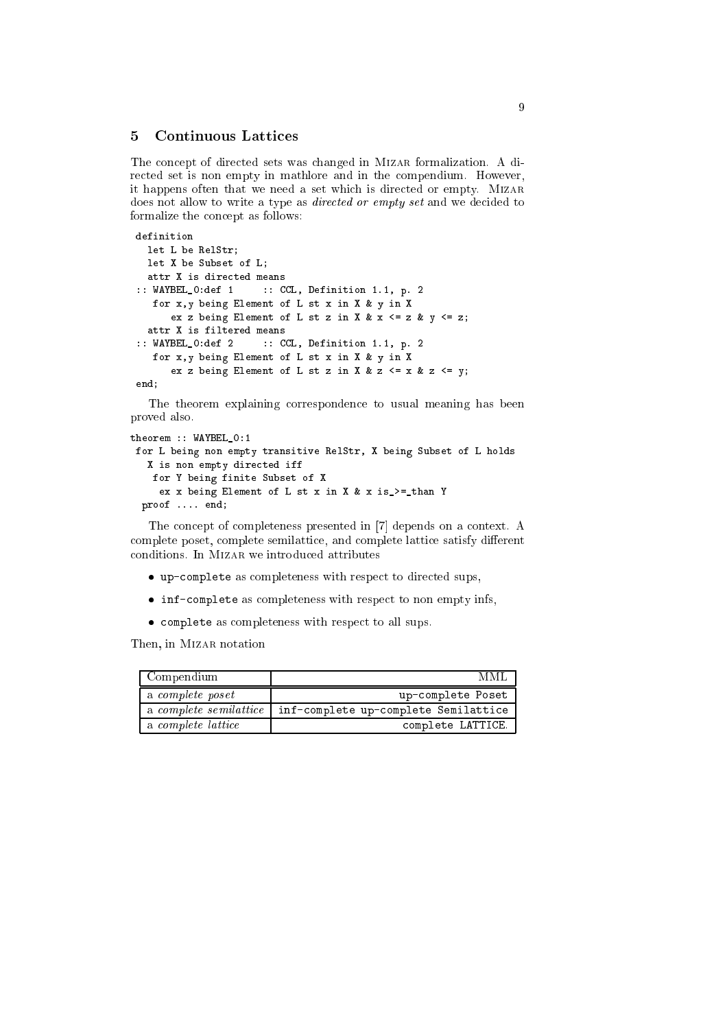## 5 Continuous Lattices

The concept of directed sets was changed in Mizar formalization. A directed set is non empty in mathlore and in the compendium. However, it happens often that we need a set which is directed or empty. Mizar does not allow to write a type as *directed or empty set* and we decided to formalize the concept as follows:

```
definition
  let L be RelStr;
  let X be Subset of L;
  attr X is directed means
:: WAYBEL_0:def 1     :: CCL, Definition 1.1, p. 2
   for x,y being Element of L st x in X & y in X
      ex z being Element of L st z in X & x <= z & y <= z;
  attr X is filtered means
:: WAYBEL_0:def 2     :: CCL, Definition 1.1, p. 2
   for x,y being Element of L st x in X & y in X
      ex z being Element of L st z in X & z <= x & z <= y;
end;
```

The theorem explaining correspondence to usual meaning has been proved also.

```
theorem :: WAYBEL_0:1
 for L being non empty transitive RelStr, X being Subset of L holds
   X is non empty directed iff
    for Y being finite Subset of X
     ex x being Element of L st x in X & x is_>=_than Y
  proof .... end;
```

The concept of completeness presented in [7] depends on a context. A complete poset, complete semilattice, and complete lattice satisfy different conditions. In Mizar we introduced attributes

- `up-complete` as completeness with respect to directed sups,
- `inf-complete` as completeness with respect to non empty infs,
- `complete` as completeness with respect to all sups.

Then, in Mizar notation

| Compendium | MML |
|---|---|
| a *complete poset* | `up-complete Poset` |
| a *complete semilattice* | `inf-complete up-complete Semilattice` |
| a *complete lattice* | `complete LATTICE`. |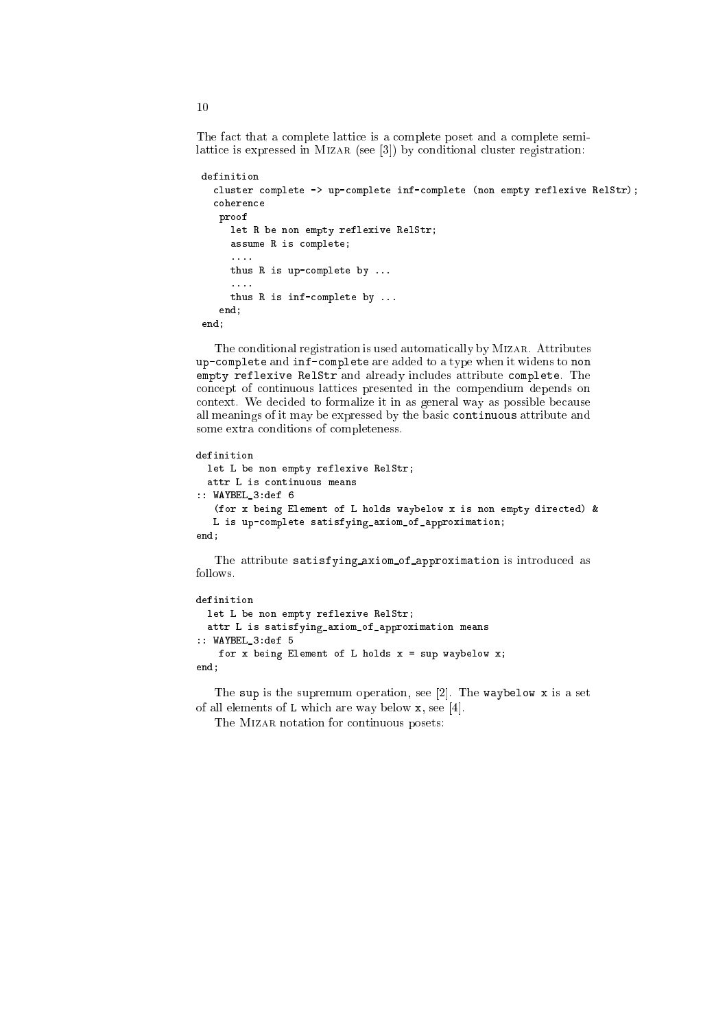The fact that a complete lattice is a complete poset and a complete semi-lattice is expressed in Mizar (see [3]) by conditional cluster registration:

```
definition
  cluster complete -> up-complete inf-complete (non empty reflexive RelStr);
  coherence
   proof
     let R be non empty reflexive RelStr;
     assume R is complete;
     ....
     thus R is up-complete by ...
     ....
     thus R is inf-complete by ...
   end;
end;
```

The conditional registration is used automatically by Mizar. Attributes `up-complete` and `inf-complete` are added to a type when it widens to `non empty reflexive RelStr` and already includes attribute `complete`. The concept of continuous lattices presented in the compendium depends on context. We decided to formalize it in as general way as possible because all meanings of it may be expressed by the basic `continuous` attribute and some extra conditions of completeness.

```
definition
  let L be non empty reflexive RelStr;
  attr L is continuous means
:: WAYBEL_3:def 6
   (for x being Element of L holds waybelow x is non empty directed) &
   L is up-complete satisfying_axiom_of_approximation;
end;
```

The attribute `satisfying_axiom_of_approximation` is introduced as follows.

```
definition
  let L be non empty reflexive RelStr;
  attr L is satisfying_axiom_of_approximation means
:: WAYBEL_3:def 5
    for x being Element of L holds x = sup waybelow x;
end;
```

The `sup` is the supremum operation, see [2]. The `waybelow x` is a set of all elements of `L` which are way below `x`, see [4].

The Mizar notation for continuous posets: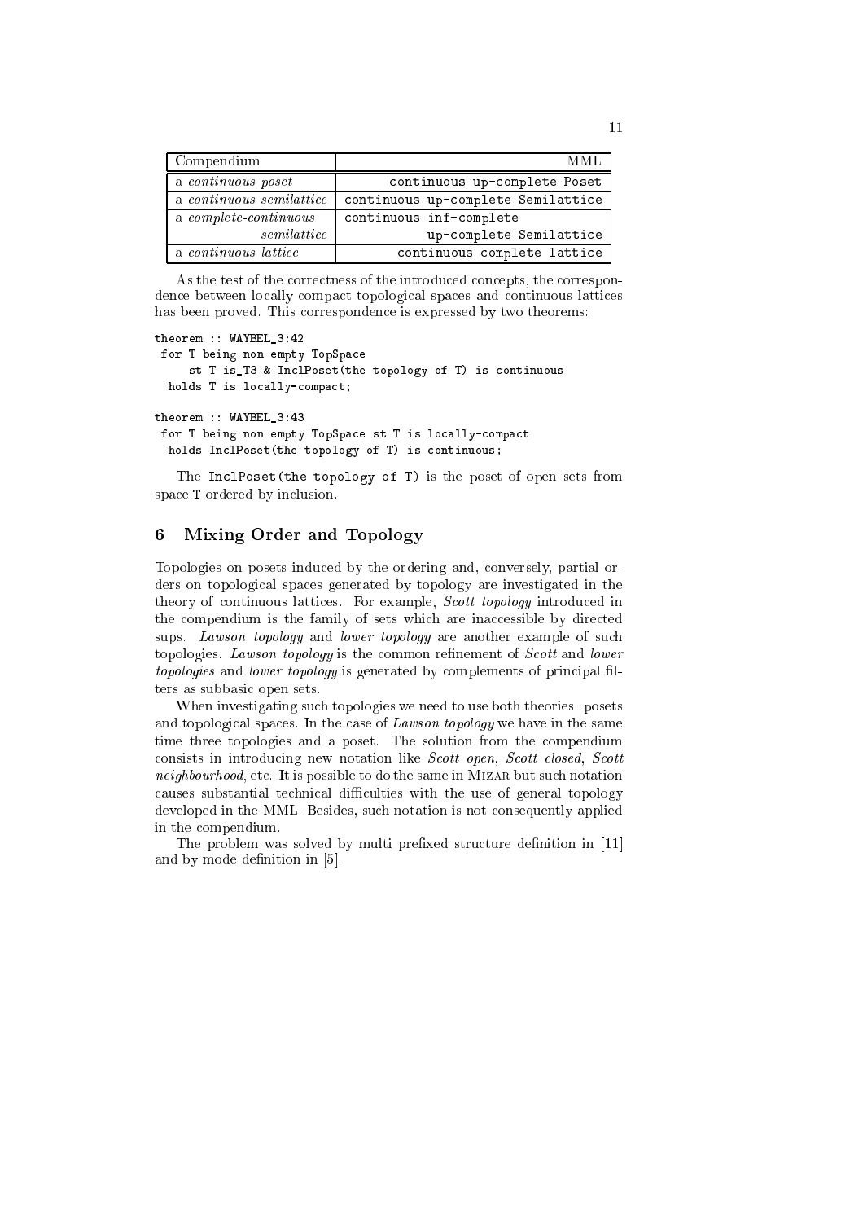| Compendium | MML |
| --- | --- |
| a *continuous poset* | `continuous up-complete Poset` |
| a *continuous semilattice* | `continuous up-complete Semilattice` |
| a *complete-continuous semilattice* | `continuous inf-complete up-complete Semilattice` |
| a *continuous lattice* | `continuous complete lattice` |

As the test of the correctness of the introduced concepts, the correspondence between locally compact topological spaces and continuous lattices has been proved. This correspondence is expressed by two theorems:

```
theorem :: WAYBEL_3:42
 for T being non empty TopSpace
     st T is_T3 & InclPoset(the topology of T) is continuous
  holds T is locally-compact;

theorem :: WAYBEL_3:43
 for T being non empty TopSpace st T is locally-compact
  holds InclPoset(the topology of T) is continuous;
```

The `InclPoset(the topology of T)` is the poset of open sets from space `T` ordered by inclusion.

## 6 Mixing Order and Topology

Topologies on posets induced by the ordering and, conversely, partial orders on topological spaces generated by topology are investigated in the theory of continuous lattices. For example, *Scott topology* introduced in the compendium is the family of sets which are inaccessible by directed sups. *Lawson topology* and *lower topology* are another example of such topologies. *Lawson topology* is the common refinement of *Scott* and *lower topologies* and *lower topology* is generated by complements of principal filters as subbasic open sets.

When investigating such topologies we need to use both theories: posets and topological spaces. In the case of *Lawson topology* we have in the same time three topologies and a poset. The solution from the compendium consists in introducing new notation like *Scott open*, *Scott closed*, *Scott neighbourhood*, etc. It is possible to do the same in Mizar but such notation causes substantial technical difficulties with the use of general topology developed in the MML. Besides, such notation is not consequently applied in the compendium.

The problem was solved by multi prefixed structure definition in [11] and by mode definition in [5].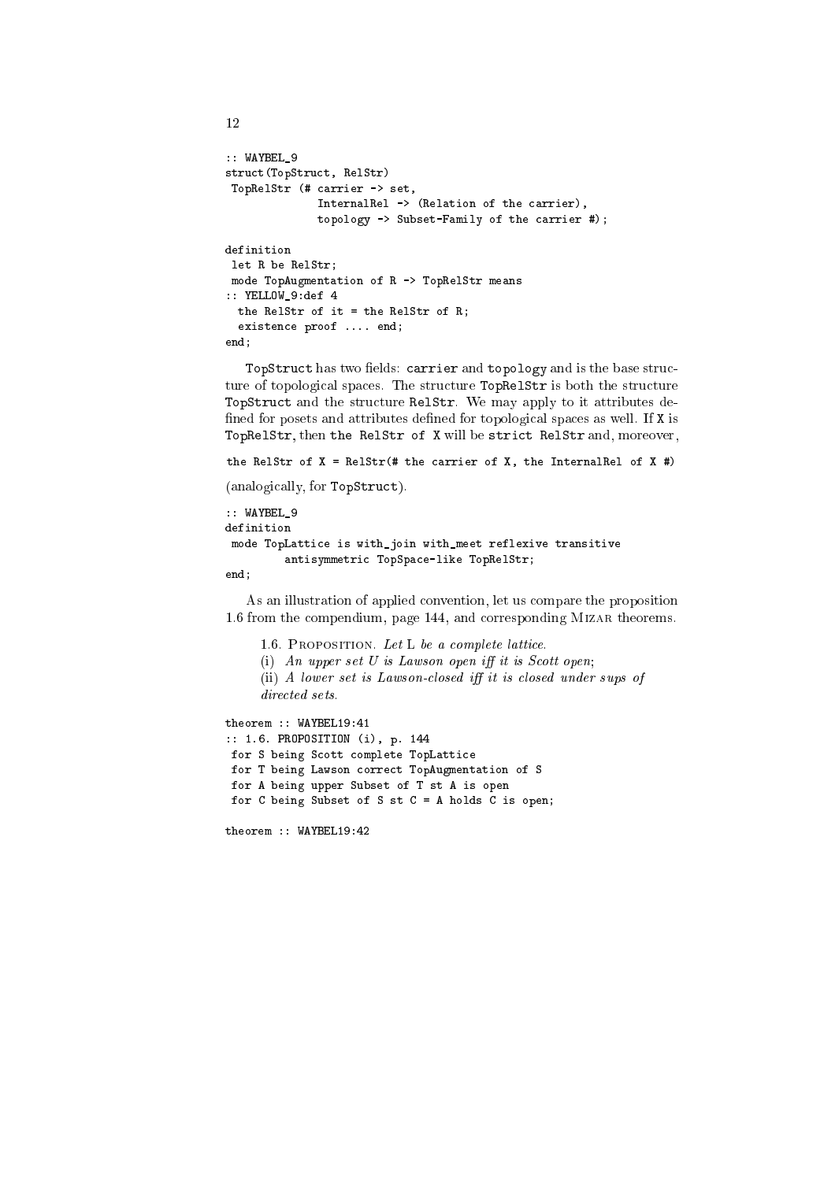```
:: WAYBEL_9
struct(TopStruct, RelStr)
 TopRelStr (# carrier -> set,
              InternalRel -> (Relation of the carrier),
              topology -> Subset-Family of the carrier #);

definition
 let R be RelStr;
 mode TopAugmentation of R -> TopRelStr means
:: YELLOW_9:def 4
  the RelStr of it = the RelStr of R;
  existence proof .... end;
end;
```

`TopStruct` has two fields: `carrier` and `topology` and is the base structure of topological spaces. The structure `TopRelStr` is both the structure `TopStruct` and the structure `RelStr`. We may apply to it attributes defined for posets and attributes defined for topological spaces as well. If `X` is `TopRelStr`, then `the RelStr of X` will be `strict RelStr` and, moreover,

```
the RelStr of X = RelStr(# the carrier of X, the InternalRel of X #)
```

(analogically, for `TopStruct`).

```
:: WAYBEL_9
definition
 mode TopLattice is with_join with_meet reflexive transitive
         antisymmetric TopSpace-like TopRelStr;
end;
```

As an illustration of applied convention, let us compare the proposition 1.6 from the compendium, page 144, and corresponding Mizar theorems.

> 1.6. Proposition. *Let* L *be a complete lattice.*
>
> (i) *An upper set U is Lawson open iff it is Scott open;*
>
> (ii) *A lower set is Lawson-closed iff it is closed under sups of directed sets.*

```
theorem :: WAYBEL19:41
:: 1.6. PROPOSITION (i), p. 144
 for S being Scott complete TopLattice
 for T being Lawson correct TopAugmentation of S
 for A being upper Subset of T st A is open
 for C being Subset of S st C = A holds C is open;

theorem :: WAYBEL19:42
```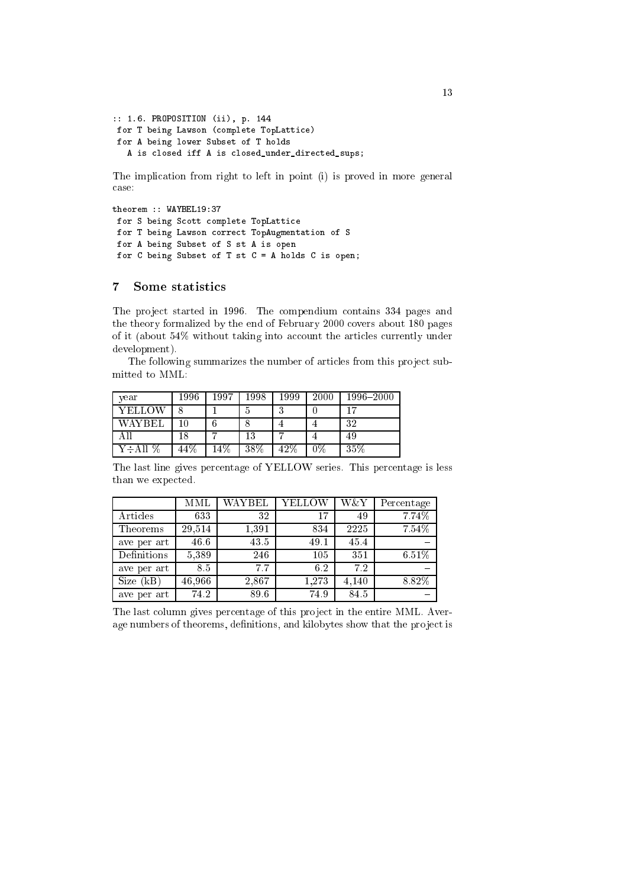```
:: 1.6. PROPOSITION (ii), p. 144
 for T being Lawson (complete TopLattice)
 for A being lower Subset of T holds
   A is closed iff A is closed_under_directed_sups;
```

The implication from right to left in point (i) is proved in more general case:

```
theorem :: WAYBEL19:37
 for S being Scott complete TopLattice
 for T being Lawson correct TopAugmentation of S
 for A being Subset of S st A is open
 for C being Subset of T st C = A holds C is open;
```

## 7 Some statistics

The project started in 1996. The compendium contains 334 pages and the theory formalized by the end of February 2000 covers about 180 pages of it (about 54% without taking into account the articles currently under development).

The following summarizes the number of articles from this project submitted to MML:

| year | 1996 | 1997 | 1998 | 1999 | 2000 | 1996–2000 |
|---|---|---|---|---|---|---|
| YELLOW | 8 | 1 | 5 | 3 | 0 | 17 |
| WAYBEL | 10 | 6 | 8 | 4 | 4 | 32 |
| All | 18 | 7 | 13 | 7 | 4 | 49 |
| Y÷All % | 44% | 14% | 38% | 42% | 0% | 35% |

The last line gives percentage of YELLOW series. This percentage is less than we expected.

| | MML | WAYBEL | YELLOW | W&Y | Percentage |
|---|---|---|---|---|---|
| Articles | 633 | 32 | 17 | 49 | 7.74% |
| Theorems | 29,514 | 1,391 | 834 | 2225 | 7.54% |
| ave per art | 46.6 | 43.5 | 49.1 | 45.4 | – |
| Definitions | 5,389 | 246 | 105 | 351 | 6.51% |
| ave per art | 8.5 | 7.7 | 6.2 | 7.2 | – |
| Size (kB) | 46,966 | 2,867 | 1,273 | 4,140 | 8.82% |
| ave per art | 74.2 | 89.6 | 74.9 | 84.5 | – |

The last column gives percentage of this project in the entire MML. Average numbers of theorems, definitions, and kilobytes show that the project is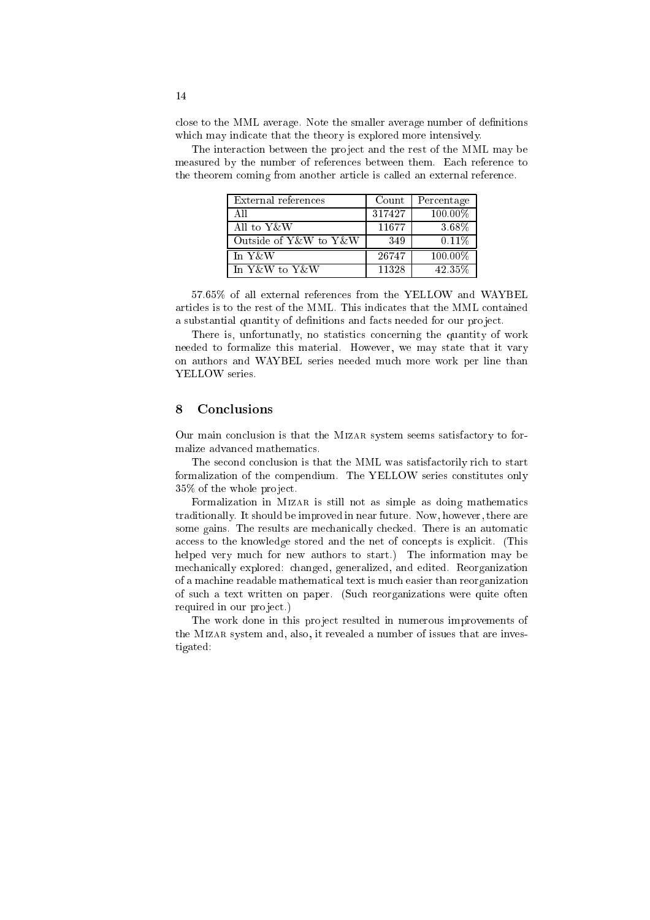close to the MML average. Note the smaller average number of definitions which may indicate that the theory is explored more intensively.

The interaction between the project and the rest of the MML may be measured by the number of references between them. Each reference to the theorem coming from another article is called an external reference.

| External references | Count | Percentage |
|---|---|---|
| All | 317427 | 100.00% |
| All to Y&W | 11677 | 3.68% |
| Outside of Y&W to Y&W | 349 | 0.11% |
| In Y&W | 26747 | 100.00% |
| In Y&W to Y&W | 11328 | 42.35% |

57.65% of all external references from the YELLOW and WAYBEL articles is to the rest of the MML. This indicates that the MML contained a substantial quantity of definitions and facts needed for our project.

There is, unfortunatly, no statistics concerning the quantity of work needed to formalize this material. However, we may state that it vary on authors and WAYBEL series needed much more work per line than YELLOW series.

## 8 Conclusions

Our main conclusion is that the Mizar system seems satisfactory to formalize advanced mathematics.

The second conclusion is that the MML was satisfactorily rich to start formalization of the compendium. The YELLOW series constitutes only 35% of the whole project.

Formalization in Mizar is still not as simple as doing mathematics traditionally. It should be improved in near future. Now, however, there are some gains. The results are mechanically checked. There is an automatic access to the knowledge stored and the net of concepts is explicit. (This helped very much for new authors to start.) The information may be mechanically explored: changed, generalized, and edited. Reorganization of a machine readable mathematical text is much easier than reorganization of such a text written on paper. (Such reorganizations were quite often required in our project.)

The work done in this project resulted in numerous improvements of the Mizar system and, also, it revealed a number of issues that are investigated: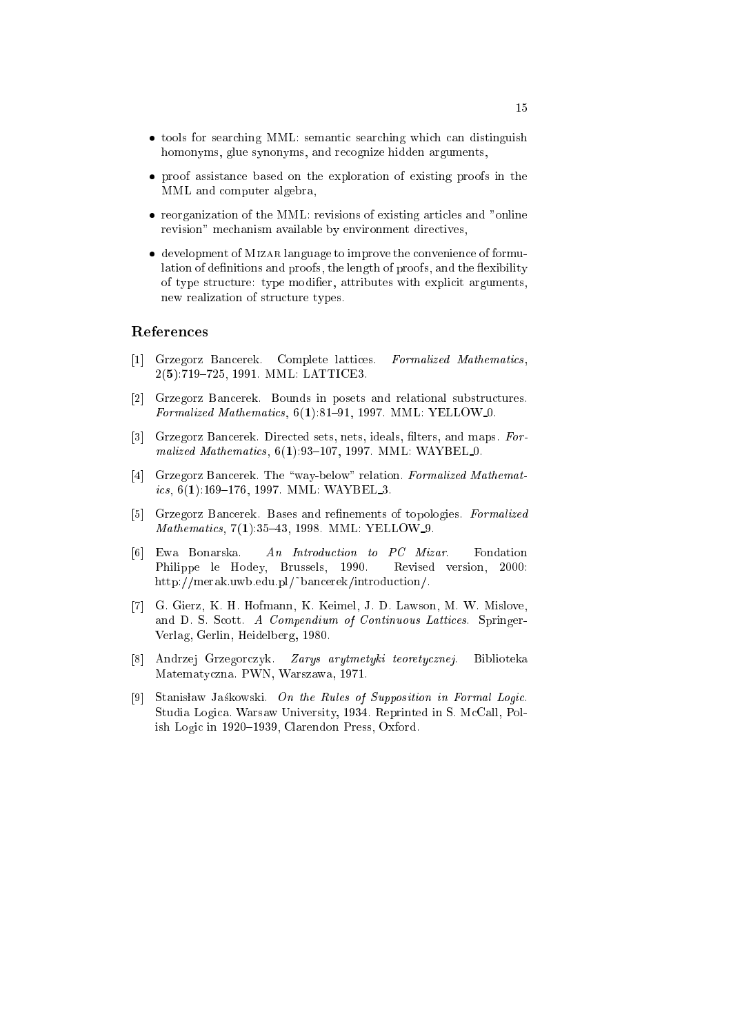- tools for searching MML: semantic searching which can distinguish homonyms, glue synonyms, and recognize hidden arguments,
- proof assistance based on the exploration of existing proofs in the MML and computer algebra,
- reorganization of the MML: revisions of existing articles and "online revision" mechanism available by environment directives,
- development of Mizar language to improve the convenience of formulation of definitions and proofs, the length of proofs, and the flexibility of type structure: type modifier, attributes with explicit arguments, new realization of structure types.

## References

[1] Grzegorz Bancerek. Complete lattices. *Formalized Mathematics*, 2(**5**):719–725, 1991. MML: LATTICE3.

[2] Grzegorz Bancerek. Bounds in posets and relational substructures. *Formalized Mathematics*, 6(**1**):81–91, 1997. MML: YELLOW_0.

[3] Grzegorz Bancerek. Directed sets, nets, ideals, filters, and maps. *Formalized Mathematics*, 6(**1**):93–107, 1997. MML: WAYBEL_0.

[4] Grzegorz Bancerek. The "way-below" relation. *Formalized Mathematics*, 6(**1**):169–176, 1997. MML: WAYBEL_3.

[5] Grzegorz Bancerek. Bases and refinements of topologies. *Formalized Mathematics*, 7(**1**):35–43, 1998. MML: YELLOW_9.

[6] Ewa Bonarska. *An Introduction to PC Mizar.* Fondation Philippe le Hodey, Brussels, 1990. Revised version, 2000: http://merak.uwb.edu.pl/~bancerek/introduction/.

[7] G. Gierz, K. H. Hofmann, K. Keimel, J. D. Lawson, M. W. Mislove, and D. S. Scott. *A Compendium of Continuous Lattices.* Springer-Verlag, Gerlin, Heidelberg, 1980.

[8] Andrzej Grzegorczyk. *Zarys arytmetyki teoretycznej.* Biblioteka Matematyczna. PWN, Warszawa, 1971.

[9] Stanisław Jaśkowski. *On the Rules of Supposition in Formal Logic.* Studia Logica. Warsaw University, 1934. Reprinted in S. McCall, Polish Logic in 1920–1939, Clarendon Press, Oxford.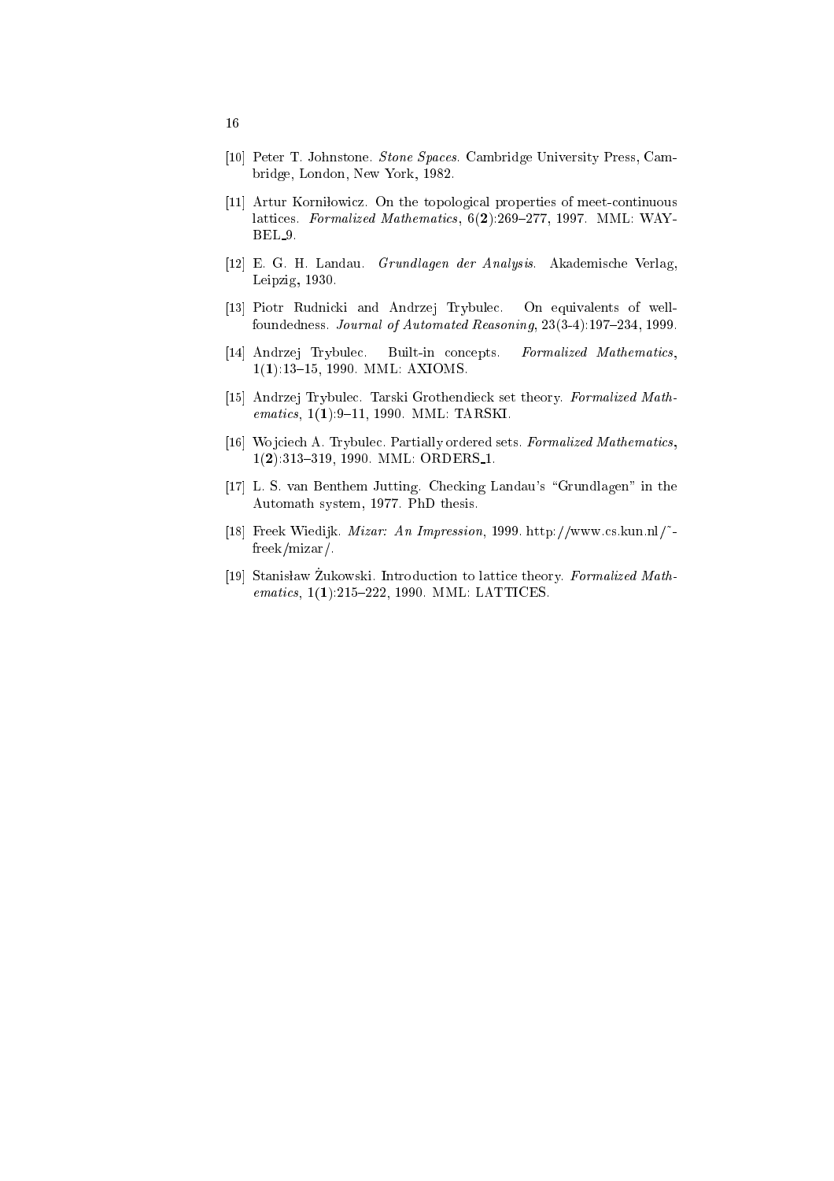[10] Peter T. Johnstone. *Stone Spaces*. Cambridge University Press, Cambridge, London, New York, 1982.

[11] Artur Korniłowicz. On the topological properties of meet-continuous lattices. *Formalized Mathematics*, 6(**2**):269–277, 1997. MML: WAYBEL_9.

[12] E. G. H. Landau. *Grundlagen der Analysis*. Akademische Verlag, Leipzig, 1930.

[13] Piotr Rudnicki and Andrzej Trybulec. On equivalents of well-foundedness. *Journal of Automated Reasoning*, 23(3-4):197–234, 1999.

[14] Andrzej Trybulec. Built-in concepts. *Formalized Mathematics*, 1(**1**):13–15, 1990. MML: AXIOMS.

[15] Andrzej Trybulec. Tarski Grothendieck set theory. *Formalized Mathematics*, 1(**1**):9–11, 1990. MML: TARSKI.

[16] Wojciech A. Trybulec. Partially ordered sets. *Formalized Mathematics*, 1(**2**):313–319, 1990. MML: ORDERS_1.

[17] L. S. van Benthem Jutting. Checking Landau's "Grundlagen" in the Automath system, 1977. PhD thesis.

[18] Freek Wiedijk. *Mizar: An Impression*, 1999. http://www.cs.kun.nl/~freek/mizar/.

[19] Stanisław Żukowski. Introduction to lattice theory. *Formalized Mathematics*, 1(**1**):215–222, 1990. MML: LATTICES.